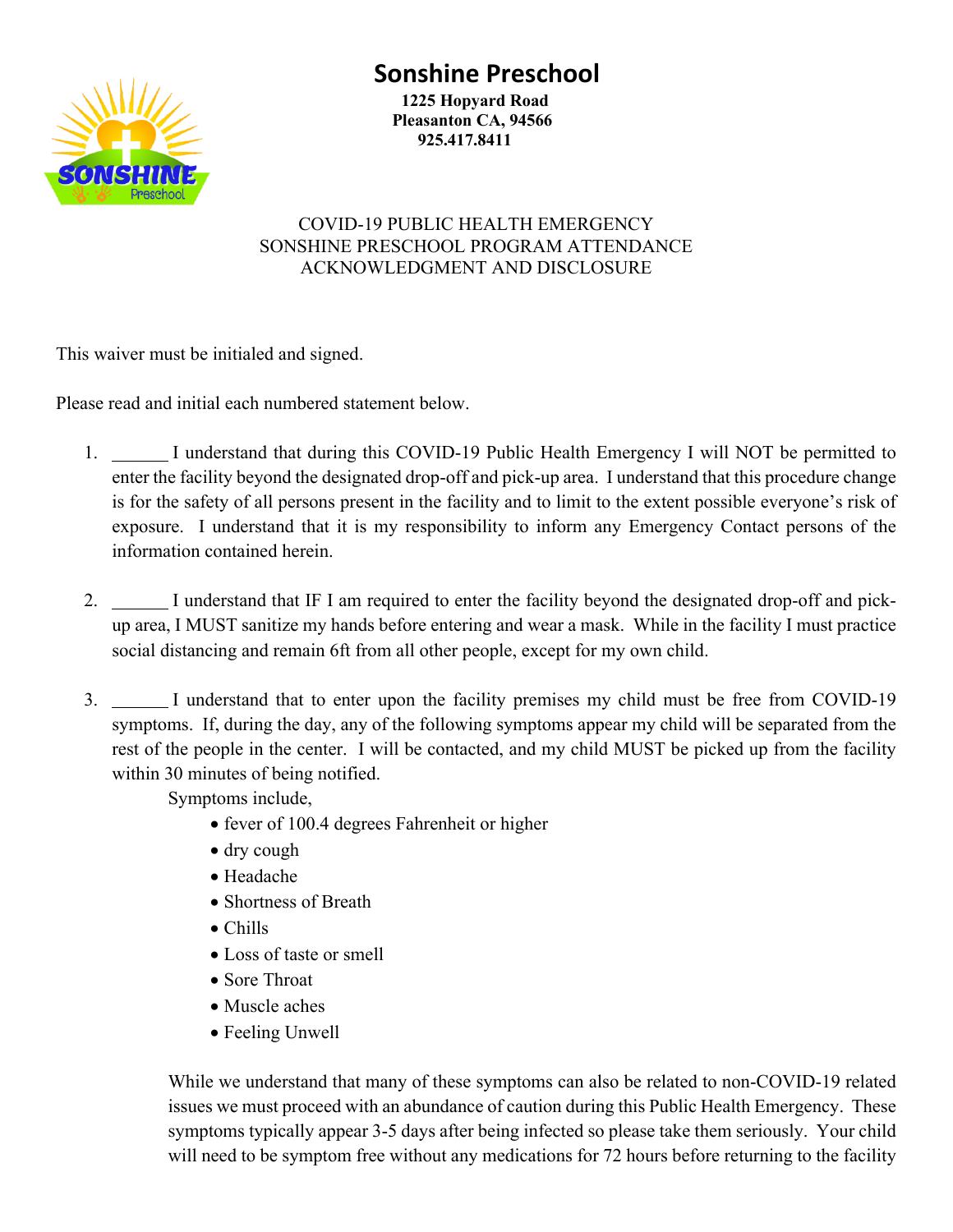# Sonshine Preschool

**1225 Hopyard Road**
**Pleasanton CA, 94566**
**925.417.8411**

COVID-19 PUBLIC HEALTH EMERGENCY
SONSHINE PRESCHOOL PROGRAM ATTENDANCE
ACKNOWLEDGMENT AND DISCLOSURE

This waiver must be initialed and signed.

Please read and initial each numbered statement below.

1. ______ I understand that during this COVID-19 Public Health Emergency I will NOT be permitted to enter the facility beyond the designated drop-off and pick-up area. I understand that this procedure change is for the safety of all persons present in the facility and to limit to the extent possible everyone's risk of exposure. I understand that it is my responsibility to inform any Emergency Contact persons of the information contained herein.

2. ______ I understand that IF I am required to enter the facility beyond the designated drop-off and pick-up area, I MUST sanitize my hands before entering and wear a mask. While in the facility I must practice social distancing and remain 6ft from all other people, except for my own child.

3. ______ I understand that to enter upon the facility premises my child must be free from COVID-19 symptoms. If, during the day, any of the following symptoms appear my child will be separated from the rest of the people in the center. I will be contacted, and my child MUST be picked up from the facility within 30 minutes of being notified.

   Symptoms include,

   - fever of 100.4 degrees Fahrenheit or higher
   - dry cough
   - Headache
   - Shortness of Breath
   - Chills
   - Loss of taste or smell
   - Sore Throat
   - Muscle aches
   - Feeling Unwell

   While we understand that many of these symptoms can also be related to non-COVID-19 related issues we must proceed with an abundance of caution during this Public Health Emergency. These symptoms typically appear 3-5 days after being infected so please take them seriously. Your child will need to be symptom free without any medications for 72 hours before returning to the facility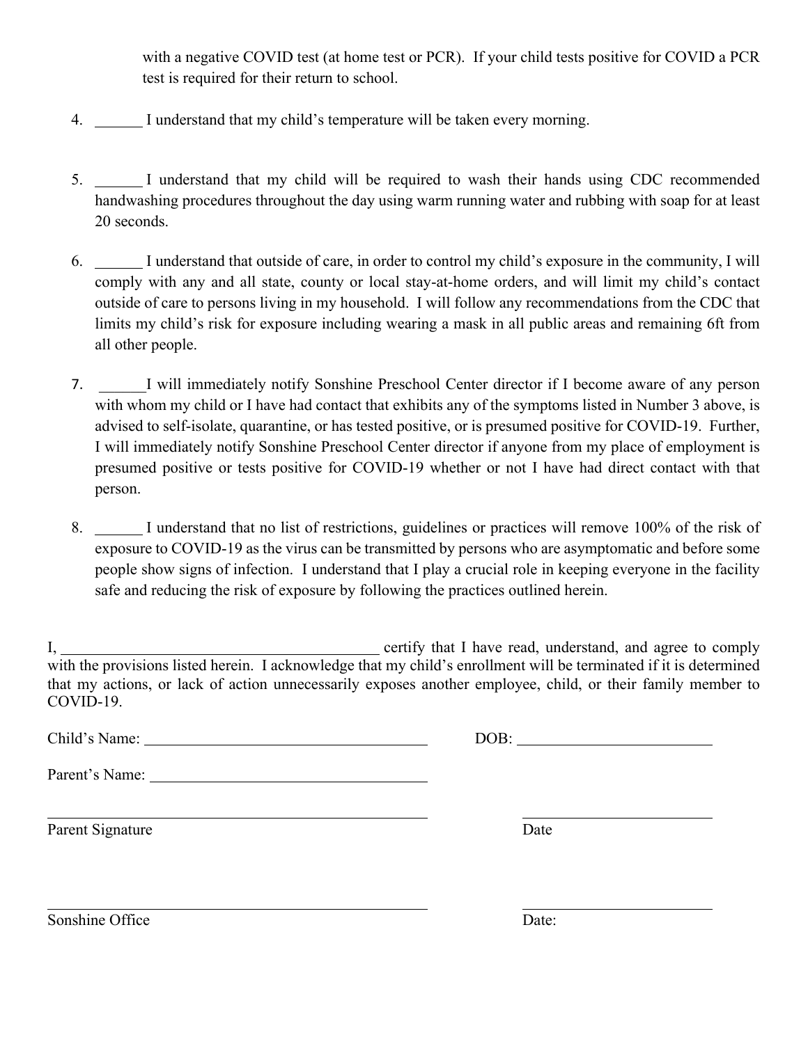with a negative COVID test (at home test or PCR). If your child tests positive for COVID a PCR test is required for their return to school.

4. ______ I understand that my child's temperature will be taken every morning.

5. ______ I understand that my child will be required to wash their hands using CDC recommended handwashing procedures throughout the day using warm running water and rubbing with soap for at least 20 seconds.

6. ______ I understand that outside of care, in order to control my child's exposure in the community, I will comply with any and all state, county or local stay-at-home orders, and will limit my child's contact outside of care to persons living in my household. I will follow any recommendations from the CDC that limits my child's risk for exposure including wearing a mask in all public areas and remaining 6ft from all other people.

7. ______I will immediately notify Sonshine Preschool Center director if I become aware of any person with whom my child or I have had contact that exhibits any of the symptoms listed in Number 3 above, is advised to self-isolate, quarantine, or has tested positive, or is presumed positive for COVID-19. Further, I will immediately notify Sonshine Preschool Center director if anyone from my place of employment is presumed positive or tests positive for COVID-19 whether or not I have had direct contact with that person.

8. ______ I understand that no list of restrictions, guidelines or practices will remove 100% of the risk of exposure to COVID-19 as the virus can be transmitted by persons who are asymptomatic and before some people show signs of infection. I understand that I play a crucial role in keeping everyone in the facility safe and reducing the risk of exposure by following the practices outlined herein.

I, ________________________________________ certify that I have read, understand, and agree to comply with the provisions listed herein. I acknowledge that my child's enrollment will be terminated if it is determined that my actions, or lack of action unnecessarily exposes another employee, child, or their family member to COVID-19.

Child's Name: ____________________________________ DOB: ________________________

Parent's Name: ___________________________________

______________________________________________ ________________________

Parent Signature Date

______________________________________________ ________________________

Sonshine Office Date: